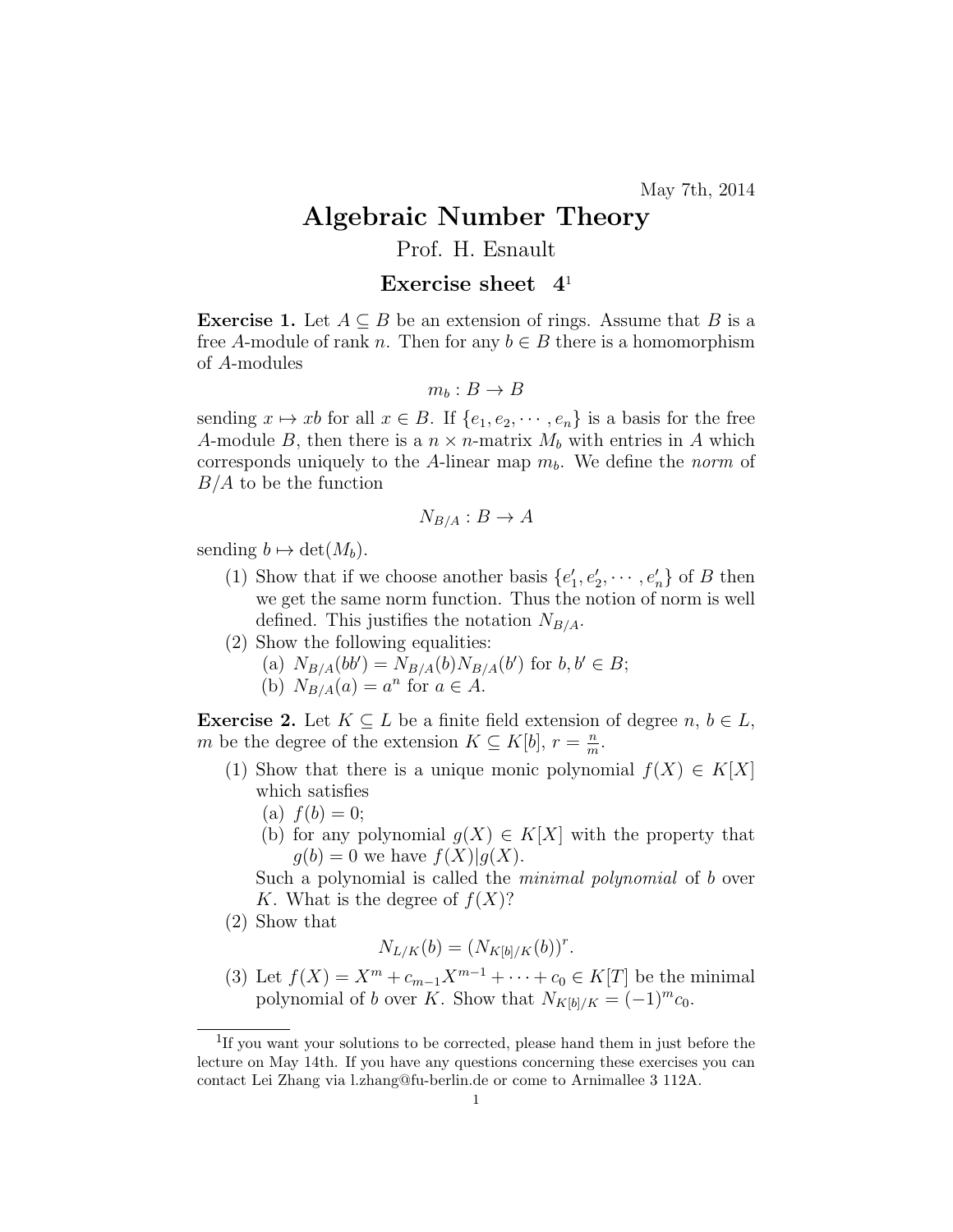May 7th, 2014

# Algebraic Number Theory

Prof. H. Esnault

## Exercise sheet 4[1]

**Exercise 1.** Let $A \subseteq B$ be an extension of rings. Assume that $B$ is a free $A$-module of rank $n$. Then for any $b \in B$ there is a homomorphism of $A$-modules

$$m_b : B \to B$$

sending $x \mapsto xb$ for all $x \in B$. If $\{e_1, e_2, \cdots, e_n\}$ is a basis for the free $A$-module $B$, then there is a $n \times n$-matrix $M_b$ with entries in $A$ which corresponds uniquely to the $A$-linear map $m_b$. We define the *norm* of $B/A$ to be the function

$$N_{B/A} : B \to A$$

sending $b \mapsto \det(M_b)$.

(1) Show that if we choose another basis $\{e'_1, e'_2, \cdots, e'_n\}$ of $B$ then we get the same norm function. Thus the notion of norm is well defined. This justifies the notation $N_{B/A}$.

(2) Show the following equalities:
   (a) $N_{B/A}(bb') = N_{B/A}(b)N_{B/A}(b')$ for $b, b' \in B$;
   (b) $N_{B/A}(a) = a^n$ for $a \in A$.

**Exercise 2.** Let $K \subseteq L$ be a finite field extension of degree $n$, $b \in L$, $m$ be the degree of the extension $K \subseteq K[b]$, $r = \frac{n}{m}$.

(1) Show that there is a unique monic polynomial $f(X) \in K[X]$ which satisfies
   (a) $f(b) = 0$;
   (b) for any polynomial $g(X) \in K[X]$ with the property that $g(b) = 0$ we have $f(X)|g(X)$.

   Such a polynomial is called the *minimal polynomial* of $b$ over $K$. What is the degree of $f(X)$?

(2) Show that

$$N_{L/K}(b) = (N_{K[b]/K}(b))^r.$$

(3) Let $f(X) = X^m + c_{m-1}X^{m-1} + \cdots + c_0 \in K[T]$ be the minimal polynomial of $b$ over $K$. Show that $N_{K[b]/K} = (-1)^m c_0$.

---

[1] If you want your solutions to be corrected, please hand them in just before the lecture on May 14th. If you have any questions concerning these exercises you can contact Lei Zhang via l.zhang@fu-berlin.de or come to Arnimallee 3 112A.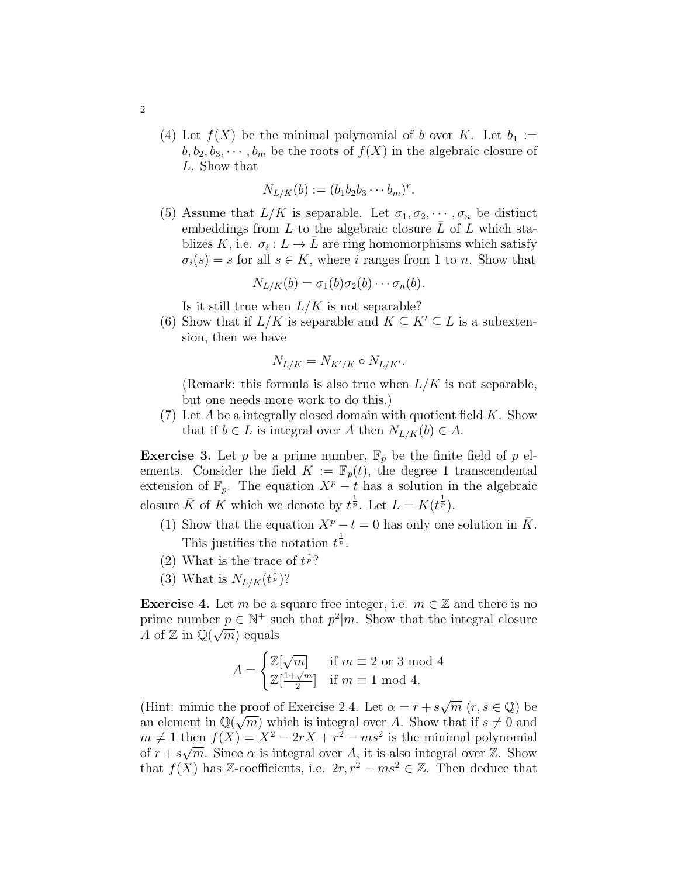(4) Let $f(X)$ be the minimal polynomial of $b$ over $K$. Let $b_1 := b, b_2, b_3, \cdots, b_m$ be the roots of $f(X)$ in the algebraic closure of $L$. Show that

$$N_{L/K}(b) := (b_1 b_2 b_3 \cdots b_m)^r.$$

(5) Assume that $L/K$ is separable. Let $\sigma_1, \sigma_2, \cdots, \sigma_n$ be distinct embeddings from $L$ to the algebraic closure $\bar{L}$ of $L$ which stablizes $K$, i.e. $\sigma_i : L \to \bar{L}$ are ring homomorphisms which satisfy $\sigma_i(s) = s$ for all $s \in K$, where $i$ ranges from 1 to $n$. Show that

$$N_{L/K}(b) = \sigma_1(b)\sigma_2(b) \cdots \sigma_n(b).$$

Is it still true when $L/K$ is not separable?

(6) Show that if $L/K$ is separable and $K \subseteq K' \subseteq L$ is a subextension, then we have

$$N_{L/K} = N_{K'/K} \circ N_{L/K'}.$$

(Remark: this formula is also true when $L/K$ is not separable, but one needs more work to do this.)

(7) Let $A$ be a integrally closed domain with quotient field $K$. Show that if $b \in L$ is integral over $A$ then $N_{L/K}(b) \in A$.

**Exercise 3.** Let $p$ be a prime number, $\mathbb{F}_p$ be the finite field of $p$ elements. Consider the field $K := \mathbb{F}_p(t)$, the degree 1 transcendental extension of $\mathbb{F}_p$. The equation $X^p - t$ has a solution in the algebraic closure $\bar{K}$ of $K$ which we denote by $t^{\frac{1}{p}}$. Let $L = K(t^{\frac{1}{p}})$.

(1) Show that the equation $X^p - t = 0$ has only one solution in $\bar{K}$. This justifies the notation $t^{\frac{1}{p}}$.
(2) What is the trace of $t^{\frac{1}{p}}$?
(3) What is $N_{L/K}(t^{\frac{1}{p}})$?

**Exercise 4.** Let $m$ be a square free integer, i.e. $m \in \mathbb{Z}$ and there is no prime number $p \in \mathbb{N}^+$ such that $p^2 | m$. Show that the integral closure $A$ of $\mathbb{Z}$ in $\mathbb{Q}(\sqrt{m})$ equals

$$A = \begin{cases} \mathbb{Z}[\sqrt{m}] & \text{if } m \equiv 2 \text{ or } 3 \bmod 4 \\ \mathbb{Z}[\frac{1+\sqrt{m}}{2}] & \text{if } m \equiv 1 \bmod 4. \end{cases}$$

(Hint: mimic the proof of Exercise 2.4. Let $\alpha = r + s\sqrt{m}$ ($r, s \in \mathbb{Q}$) be an element in $\mathbb{Q}(\sqrt{m})$ which is integral over $A$. Show that if $s \neq 0$ and $m \neq 1$ then $f(X) = X^2 - 2rX + r^2 - ms^2$ is the minimal polynomial of $r + s\sqrt{m}$. Since $\alpha$ is integral over $A$, it is also integral over $\mathbb{Z}$. Show that $f(X)$ has $\mathbb{Z}$-coefficients, i.e. $2r, r^2 - ms^2 \in \mathbb{Z}$. Then deduce that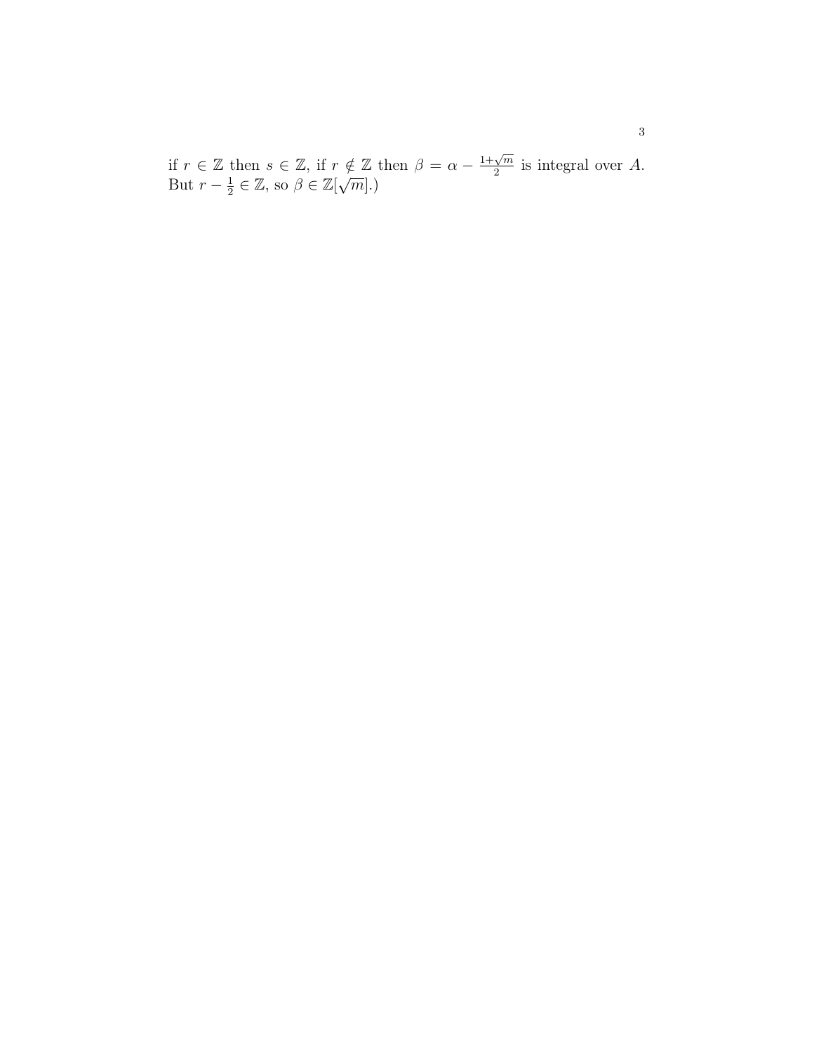if $r \in \mathbb{Z}$ then $s \in \mathbb{Z}$, if $r \notin \mathbb{Z}$ then $\beta = \alpha - \frac{1+\sqrt{m}}{2}$ is integral over $A$. But $r - \frac{1}{2} \in \mathbb{Z}$, so $\beta \in \mathbb{Z}[\sqrt{m}]$.)